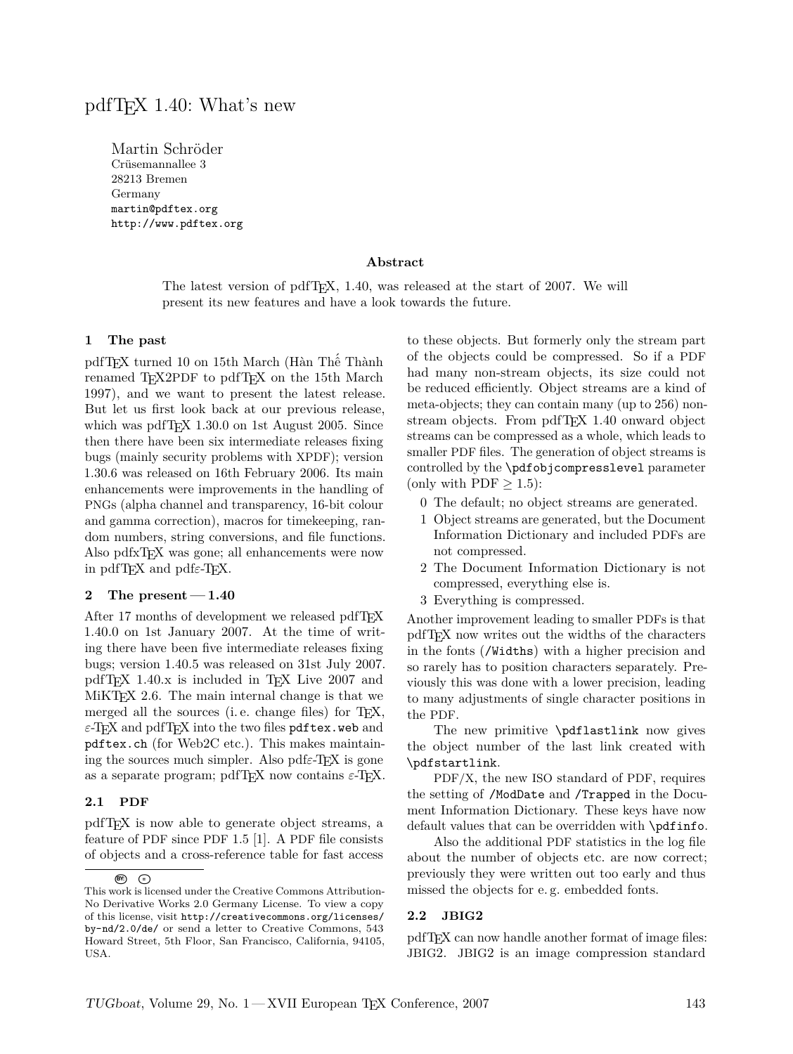# pdfTEX 1.40: What's new

Martin Schröder
Crüsemannallee 3
28213 Bremen
Germany
martin@pdftex.org
http://www.pdftex.org

### Abstract

The latest version of pdfTEX, 1.40, was released at the start of 2007. We will present its new features and have a look towards the future.

## 1 The past

pdfTEX turned 10 on 15th March (Hàn Thế Thành renamed TEX2PDF to pdfTEX on the 15th March 1997), and we want to present the latest release. But let us first look back at our previous release, which was pdfTEX 1.30.0 on 1st August 2005. Since then there have been six intermediate releases fixing bugs (mainly security problems with XPDF); version 1.30.6 was released on 16th February 2006. Its main enhancements were improvements in the handling of PNGs (alpha channel and transparency, 16-bit colour and gamma correction), macros for timekeeping, random numbers, string conversions, and file functions. Also pdfxTEX was gone; all enhancements were now in pdfTEX and pdf$\varepsilon$-TEX.

## 2 The present — 1.40

After 17 months of development we released pdfTEX 1.40.0 on 1st January 2007. At the time of writing there have been five intermediate releases fixing bugs; version 1.40.5 was released on 31st July 2007. pdfTEX 1.40.x is included in TEX Live 2007 and MiKTEX 2.6. The main internal change is that we merged all the sources (i. e. change files) for TEX, $\varepsilon$-TEX and pdfTEX into the two files `pdftex.web` and `pdftex.ch` (for Web2C etc.). This makes maintaining the sources much simpler. Also pdf$\varepsilon$-TEX is gone as a separate program; pdfTEX now contains $\varepsilon$-TEX.

### 2.1 PDF

pdfTEX is now able to generate object streams, a feature of PDF since PDF 1.5 [1]. A PDF file consists of objects and a cross-reference table for fast access to these objects. But formerly only the stream part of the objects could be compressed. So if a PDF had many non-stream objects, its size could not be reduced efficiently. Object streams are a kind of meta-objects; they can contain many (up to 256) non-stream objects. From pdfTEX 1.40 onward object streams can be compressed as a whole, which leads to smaller PDF files. The generation of object streams is controlled by the `\pdfobjcompresslevel` parameter (only with PDF $\geq 1.5$):

0 The default; no object streams are generated.
1 Object streams are generated, but the Document Information Dictionary and included PDFs are not compressed.
2 The Document Information Dictionary is not compressed, everything else is.
3 Everything is compressed.

Another improvement leading to smaller PDFs is that pdfTEX now writes out the widths of the characters in the fonts (`/Widths`) with a higher precision and so rarely has to position characters separately. Previously this was done with a lower precision, leading to many adjustments of single character positions in the PDF.

The new primitive `\pdflastlink` now gives the object number of the last link created with `\pdfstartlink`.

PDF/X, the new ISO standard of PDF, requires the setting of `/ModDate` and `/Trapped` in the Document Information Dictionary. These keys have now default values that can be overridden with `\pdfinfo`.

Also the additional PDF statistics in the log file about the number of objects etc. are now correct; previously they were written out too early and thus missed the objects for e. g. embedded fonts.

### 2.2 JBIG2

pdfTEX can now handle another format of image files: JBIG2. JBIG2 is an image compression standard

This work is licensed under the Creative Commons Attribution-No Derivative Works 2.0 Germany License. To view a copy of this license, visit http://creativecommons.org/licenses/by-nd/2.0/de/ or send a letter to Creative Commons, 543 Howard Street, 5th Floor, San Francisco, California, 94105, USA.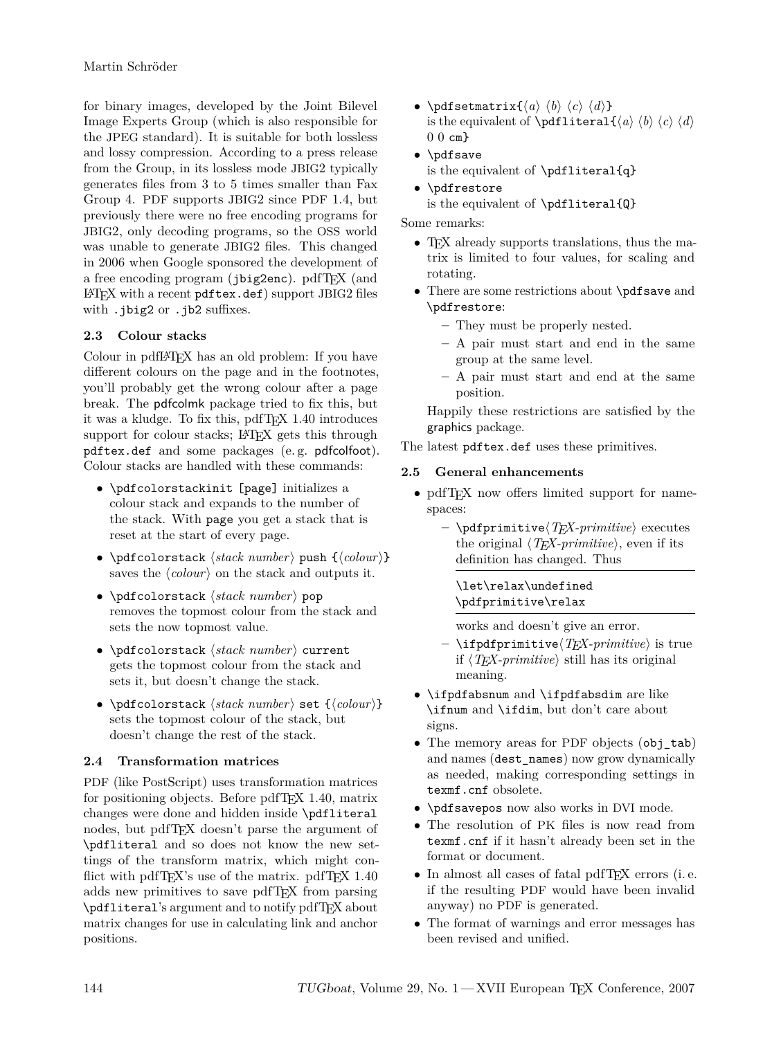for binary images, developed by the Joint Bilevel Image Experts Group (which is also responsible for the JPEG standard). It is suitable for both lossless and lossy compression. According to a press release from the Group, in its lossless mode JBIG2 typically generates files from 3 to 5 times smaller than Fax Group 4. PDF supports JBIG2 since PDF 1.4, but previously there were no free encoding programs for JBIG2, only decoding programs, so the OSS world was unable to generate JBIG2 files. This changed in 2006 when Google sponsored the development of a free encoding program (`jbig2enc`). pdfTEX (and LATEX with a recent `pdftex.def`) support JBIG2 files with `.jbig2` or `.jb2` suffixes.

### 2.3 Colour stacks

Colour in pdfLATEX has an old problem: If you have different colours on the page and in the footnotes, you'll probably get the wrong colour after a page break. The pdfcolmk package tried to fix this, but it was a kludge. To fix this, pdfTEX 1.40 introduces support for colour stacks; LATEX gets this through `pdftex.def` and some packages (e. g. pdfcolfoot). Colour stacks are handled with these commands:

- `\pdfcolorstackinit [page]` initializes a colour stack and expands to the number of the stack. With `page` you get a stack that is reset at the start of every page.
- `\pdfcolorstack` ⟨*stack number*⟩ `push {`⟨*colour*⟩`}` saves the ⟨*colour*⟩ on the stack and outputs it.
- `\pdfcolorstack` ⟨*stack number*⟩ `pop` removes the topmost colour from the stack and sets the now topmost value.
- `\pdfcolorstack` ⟨*stack number*⟩ `current` gets the topmost colour from the stack and sets it, but doesn't change the stack.
- `\pdfcolorstack` ⟨*stack number*⟩ `set {`⟨*colour*⟩`}` sets the topmost colour of the stack, but doesn't change the rest of the stack.

### 2.4 Transformation matrices

PDF (like PostScript) uses transformation matrices for positioning objects. Before pdfTEX 1.40, matrix changes were done and hidden inside `\pdfliteral` nodes, but pdfTEX doesn't parse the argument of `\pdfliteral` and so does not know the new settings of the transform matrix, which might conflict with pdfTEX's use of the matrix. pdfTEX 1.40 adds new primitives to save pdfTEX from parsing `\pdfliteral`'s argument and to notify pdfTEX about matrix changes for use in calculating link and anchor positions.

- `\pdfsetmatrix{`⟨*a*⟩ ⟨*b*⟩ ⟨*c*⟩ ⟨*d*⟩`}` is the equivalent of `\pdfliteral{`⟨*a*⟩ ⟨*b*⟩ ⟨*c*⟩ ⟨*d*⟩ `0 0 cm}`
- `\pdfsave` is the equivalent of `\pdfliteral{q}`
- `\pdfrestore` is the equivalent of `\pdfliteral{Q}`

Some remarks:

- TEX already supports translations, thus the matrix is limited to four values, for scaling and rotating.
- There are some restrictions about `\pdfsave` and `\pdfrestore`:
  - They must be properly nested.
  - A pair must start and end in the same group at the same level.
  - A pair must start and end at the same position.

  Happily these restrictions are satisfied by the graphics package.

The latest `pdftex.def` uses these primitives.

### 2.5 General enhancements

- pdfTEX now offers limited support for namespaces:
  - `\pdfprimitive`⟨*TEX-primitive*⟩ executes the original ⟨*TEX-primitive*⟩, even if its definition has changed. Thus

    ```
    \let\relax\undefined
    \pdfprimitive\relax
    ```

    works and doesn't give an error.
  - `\ifpdfprimitive`⟨*TEX-primitive*⟩ is true if ⟨*TEX-primitive*⟩ still has its original meaning.
- `\ifpdfabsnum` and `\ifpdfabsdim` are like `\ifnum` and `\ifdim`, but don't care about signs.
- The memory areas for PDF objects (`obj_tab`) and names (`dest_names`) now grow dynamically as needed, making corresponding settings in `texmf.cnf` obsolete.
- `\pdfsavepos` now also works in DVI mode.
- The resolution of PK files is now read from `texmf.cnf` if it hasn't already been set in the format or document.
- In almost all cases of fatal pdfTEX errors (i. e. if the resulting PDF would have been invalid anyway) no PDF is generated.
- The format of warnings and error messages has been revised and unified.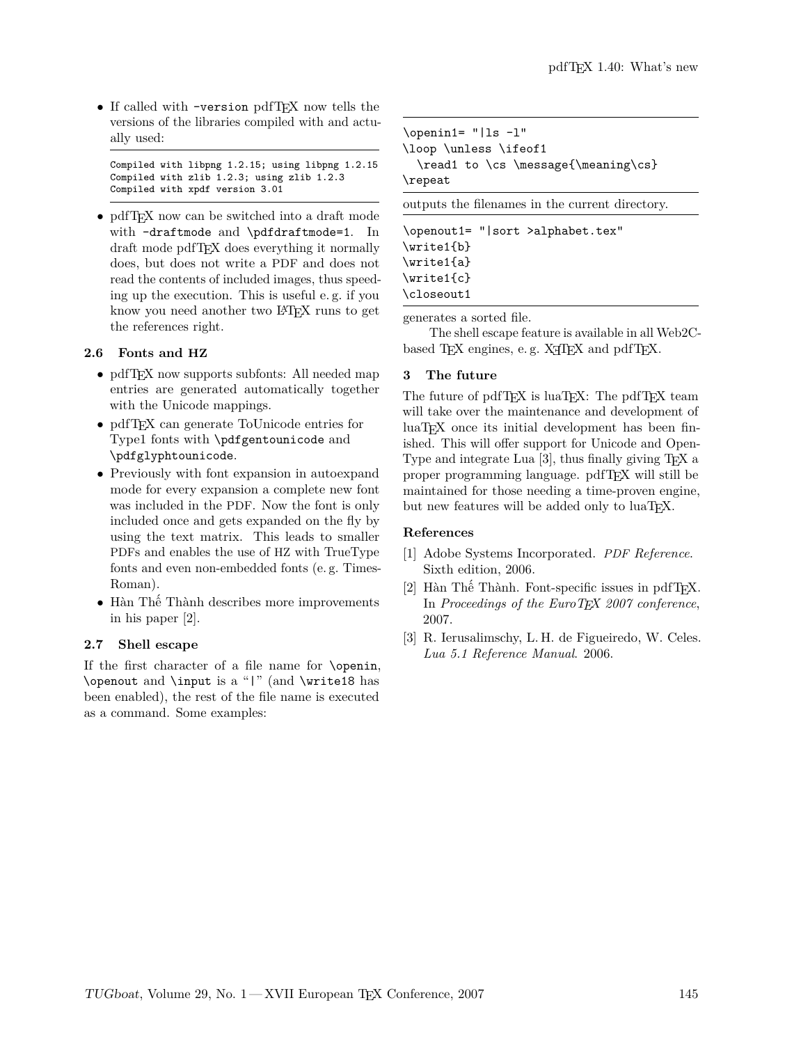- If called with `-version` pdfTEX now tells the versions of the libraries compiled with and actually used:

```
Compiled with libpng 1.2.15; using libpng 1.2.15
Compiled with zlib 1.2.3; using zlib 1.2.3
Compiled with xpdf version 3.01
```

- pdfTEX now can be switched into a draft mode with `-draftmode` and `\pdfdraftmode=1`. In draft mode pdfTEX does everything it normally does, but does not write a PDF and does not read the contents of included images, thus speeding up the execution. This is useful e. g. if you know you need another two LATEX runs to get the references right.

### 2.6 Fonts and HZ

- pdfTEX now supports subfonts: All needed map entries are generated automatically together with the Unicode mappings.
- pdfTEX can generate ToUnicode entries for Type1 fonts with `\pdfgentounicode` and `\pdfglyphtounicode`.
- Previously with font expansion in autoexpand mode for every expansion a complete new font was included in the PDF. Now the font is only included once and gets expanded on the fly by using the text matrix. This leads to smaller PDFs and enables the use of HZ with TrueType fonts and even non-embedded fonts (e. g. Times-Roman).
- Hàn Thế Thành describes more improvements in his paper [2].

### 2.7 Shell escape

If the first character of a file name for `\openin`, `\openout` and `\input` is a "|" (and `\write18` has been enabled), the rest of the file name is executed as a command. Some examples:

```
\openin1= "|ls -l"
\loop \unless \ifeof1
  \read1 to \cs \message{\meaning\cs}
\repeat
```

outputs the filenames in the current directory.

```
\openout1= "|sort >alphabet.tex"
\write1{b}
\write1{a}
\write1{c}
\closeout1
```

generates a sorted file.

The shell escape feature is available in all Web2C-based TEX engines, e. g. XƎTEX and pdfTEX.

## 3 The future

The future of pdfTEX is luaTEX: The pdfTEX team will take over the maintenance and development of luaTEX once its initial development has been finished. This will offer support for Unicode and OpenType and integrate Lua [3], thus finally giving TEX a proper programming language. pdfTEX will still be maintained for those needing a time-proven engine, but new features will be added only to luaTEX.

### References

[1] Adobe Systems Incorporated. *PDF Reference*. Sixth edition, 2006.

[2] Hàn Thế Thành. Font-specific issues in pdfTEX. In *Proceedings of the EuroTEX 2007 conference*, 2007.

[3] R. Ierusalimschy, L. H. de Figueiredo, W. Celes. *Lua 5.1 Reference Manual*. 2006.